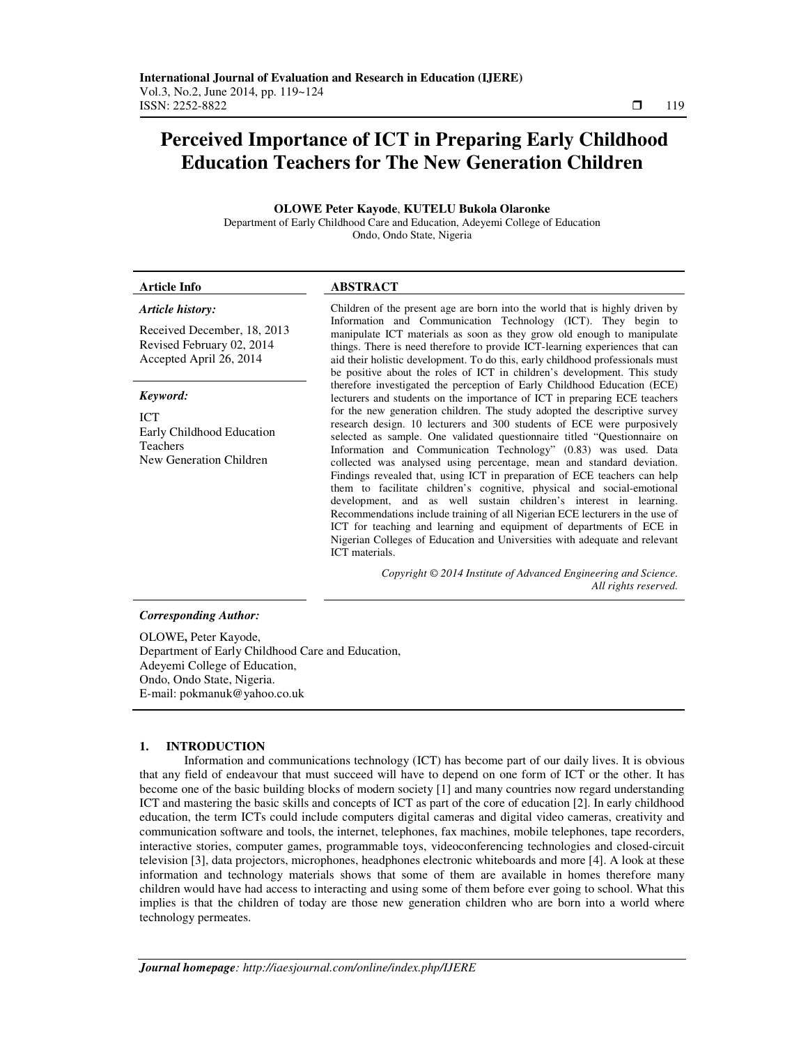# Perceived Importance of ICT in Preparing Early Childhood Education Teachers for The New Generation Children

**OLOWE Peter Kayode**, **KUTELU Bukola Olaronke**
Department of Early Childhood Care and Education, Adeyemi College of Education
Ondo, Ondo State, Nigeria

---

**Article Info**

***Article history:***

Received December, 18, 2013
Revised February 02, 2014
Accepted April 26, 2014

***Keyword:***

ICT
Early Childhood Education Teachers
New Generation Children

**ABSTRACT**

Children of the present age are born into the world that is highly driven by Information and Communication Technology (ICT). They begin to manipulate ICT materials as soon as they grow old enough to manipulate things. There is need therefore to provide ICT-learning experiences that can aid their holistic development. To do this, early childhood professionals must be positive about the roles of ICT in children's development. This study therefore investigated the perception of Early Childhood Education (ECE) lecturers and students on the importance of ICT in preparing ECE teachers for the new generation children. The study adopted the descriptive survey research design. 10 lecturers and 300 students of ECE were purposively selected as sample. One validated questionnaire titled "Questionnaire on Information and Communication Technology" (0.83) was used. Data collected was analysed using percentage, mean and standard deviation. Findings revealed that, using ICT in preparation of ECE teachers can help them to facilitate children's cognitive, physical and social-emotional development, and as well sustain children's interest in learning. Recommendations include training of all Nigerian ECE lecturers in the use of ICT for teaching and learning and equipment of departments of ECE in Nigerian Colleges of Education and Universities with adequate and relevant ICT materials.

*Copyright © 2014 Institute of Advanced Engineering and Science. All rights reserved.*

---

***Corresponding Author:***

OLOWE**,** Peter Kayode,
Department of Early Childhood Care and Education,
Adeyemi College of Education,
Ondo, Ondo State, Nigeria.
E-mail: pokmanuk@yahoo.co.uk

## 1. INTRODUCTION

Information and communications technology (ICT) has become part of our daily lives. It is obvious that any field of endeavour that must succeed will have to depend on one form of ICT or the other. It has become one of the basic building blocks of modern society [1] and many countries now regard understanding ICT and mastering the basic skills and concepts of ICT as part of the core of education [2]. In early childhood education, the term ICTs could include computers digital cameras and digital video cameras, creativity and communication software and tools, the internet, telephones, fax machines, mobile telephones, tape recorders, interactive stories, computer games, programmable toys, videoconferencing technologies and closed-circuit television [3], data projectors, microphones, headphones electronic whiteboards and more [4]. A look at these information and technology materials shows that some of them are available in homes therefore many children would have had access to interacting and using some of them before ever going to school. What this implies is that the children of today are those new generation children who are born into a world where technology permeates.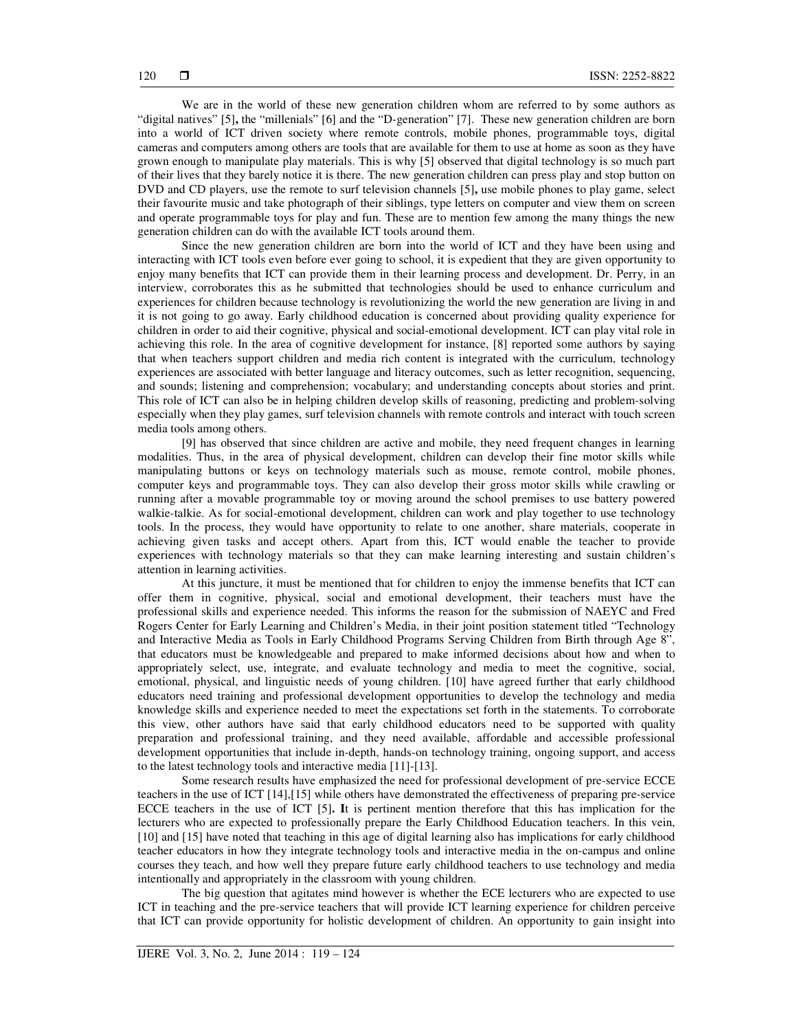We are in the world of these new generation children whom are referred to by some authors as "digital natives" [5]**,** the "millenials" [6] and the "D-generation" [7]. These new generation children are born into a world of ICT driven society where remote controls, mobile phones, programmable toys, digital cameras and computers among others are tools that are available for them to use at home as soon as they have grown enough to manipulate play materials. This is why [5] observed that digital technology is so much part of their lives that they barely notice it is there. The new generation children can press play and stop button on DVD and CD players, use the remote to surf television channels [5]**,** use mobile phones to play game, select their favourite music and take photograph of their siblings, type letters on computer and view them on screen and operate programmable toys for play and fun. These are to mention few among the many things the new generation children can do with the available ICT tools around them.

Since the new generation children are born into the world of ICT and they have been using and interacting with ICT tools even before ever going to school, it is expedient that they are given opportunity to enjoy many benefits that ICT can provide them in their learning process and development. Dr. Perry, in an interview, corroborates this as he submitted that technologies should be used to enhance curriculum and experiences for children because technology is revolutionizing the world the new generation are living in and it is not going to go away. Early childhood education is concerned about providing quality experience for children in order to aid their cognitive, physical and social-emotional development. ICT can play vital role in achieving this role. In the area of cognitive development for instance, [8] reported some authors by saying that when teachers support children and media rich content is integrated with the curriculum, technology experiences are associated with better language and literacy outcomes, such as letter recognition, sequencing, and sounds; listening and comprehension; vocabulary; and understanding concepts about stories and print. This role of ICT can also be in helping children develop skills of reasoning, predicting and problem-solving especially when they play games, surf television channels with remote controls and interact with touch screen media tools among others.

[9] has observed that since children are active and mobile, they need frequent changes in learning modalities. Thus, in the area of physical development, children can develop their fine motor skills while manipulating buttons or keys on technology materials such as mouse, remote control, mobile phones, computer keys and programmable toys. They can also develop their gross motor skills while crawling or running after a movable programmable toy or moving around the school premises to use battery powered walkie-talkie. As for social-emotional development, children can work and play together to use technology tools. In the process, they would have opportunity to relate to one another, share materials, cooperate in achieving given tasks and accept others. Apart from this, ICT would enable the teacher to provide experiences with technology materials so that they can make learning interesting and sustain children's attention in learning activities.

At this juncture, it must be mentioned that for children to enjoy the immense benefits that ICT can offer them in cognitive, physical, social and emotional development, their teachers must have the professional skills and experience needed. This informs the reason for the submission of NAEYC and Fred Rogers Center for Early Learning and Children's Media, in their joint position statement titled "Technology and Interactive Media as Tools in Early Childhood Programs Serving Children from Birth through Age 8", that educators must be knowledgeable and prepared to make informed decisions about how and when to appropriately select, use, integrate, and evaluate technology and media to meet the cognitive, social, emotional, physical, and linguistic needs of young children. [10] have agreed further that early childhood educators need training and professional development opportunities to develop the technology and media knowledge skills and experience needed to meet the expectations set forth in the statements. To corroborate this view, other authors have said that early childhood educators need to be supported with quality preparation and professional training, and they need available, affordable and accessible professional development opportunities that include in-depth, hands-on technology training, ongoing support, and access to the latest technology tools and interactive media [11]-[13].

Some research results have emphasized the need for professional development of pre-service ECCE teachers in the use of ICT [14],[15] while others have demonstrated the effectiveness of preparing pre-service ECCE teachers in the use of ICT [5]. **I**t is pertinent mention therefore that this has implication for the lecturers who are expected to professionally prepare the Early Childhood Education teachers. In this vein, [10] and [15] have noted that teaching in this age of digital learning also has implications for early childhood teacher educators in how they integrate technology tools and interactive media in the on-campus and online courses they teach, and how well they prepare future early childhood teachers to use technology and media intentionally and appropriately in the classroom with young children.

The big question that agitates mind however is whether the ECE lecturers who are expected to use ICT in teaching and the pre-service teachers that will provide ICT learning experience for children perceive that ICT can provide opportunity for holistic development of children. An opportunity to gain insight into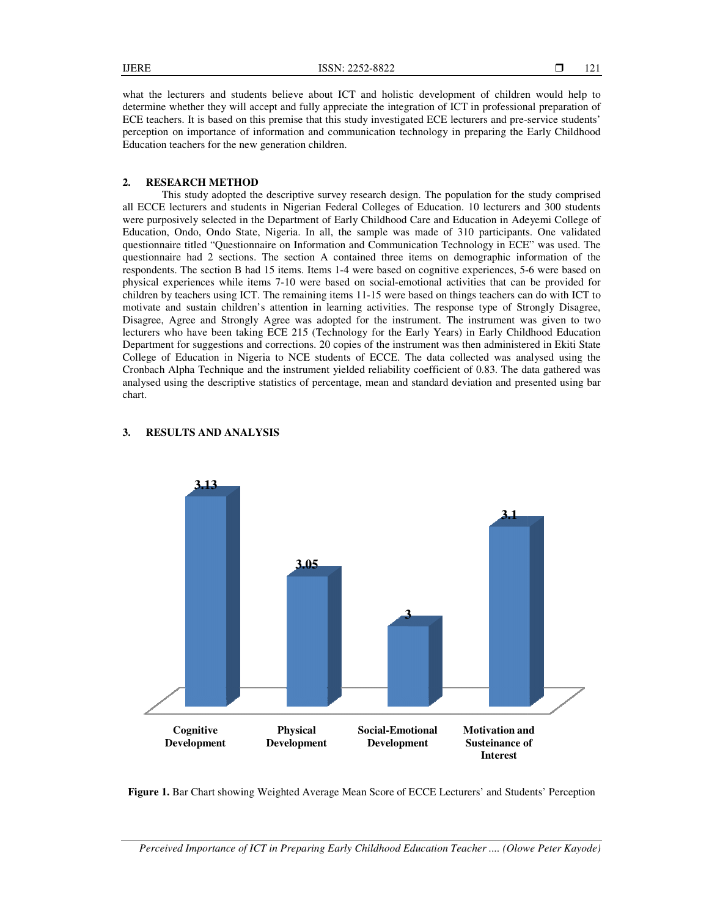what the lecturers and students believe about ICT and holistic development of children would help to determine whether they will accept and fully appreciate the integration of ICT in professional preparation of ECE teachers. It is based on this premise that this study investigated ECE lecturers and pre-service students' perception on importance of information and communication technology in preparing the Early Childhood Education teachers for the new generation children.

## 2. RESEARCH METHOD

This study adopted the descriptive survey research design. The population for the study comprised all ECCE lecturers and students in Nigerian Federal Colleges of Education. 10 lecturers and 300 students were purposively selected in the Department of Early Childhood Care and Education in Adeyemi College of Education, Ondo, Ondo State, Nigeria. In all, the sample was made of 310 participants. One validated questionnaire titled "Questionnaire on Information and Communication Technology in ECE" was used. The questionnaire had 2 sections. The section A contained three items on demographic information of the respondents. The section B had 15 items. Items 1-4 were based on cognitive experiences, 5-6 were based on physical experiences while items 7-10 were based on social-emotional activities that can be provided for children by teachers using ICT. The remaining items 11-15 were based on things teachers can do with ICT to motivate and sustain children's attention in learning activities. The response type of Strongly Disagree, Disagree, Agree and Strongly Agree was adopted for the instrument. The instrument was given to two lecturers who have been taking ECE 215 (Technology for the Early Years) in Early Childhood Education Department for suggestions and corrections. 20 copies of the instrument was then administered in Ekiti State College of Education in Nigeria to NCE students of ECCE. The data collected was analysed using the Cronbach Alpha Technique and the instrument yielded reliability coefficient of 0.83. The data gathered was analysed using the descriptive statistics of percentage, mean and standard deviation and presented using bar chart.

## 3. RESULTS AND ANALYSIS

| Category | Weighted Average Mean Score |
|---|---|
| Cognitive Development | 3.13 |
| Physical Development | 3.05 |
| Social-Emotional Development | 3 |
| Motivation and Susteinance of Interest | 3.1 |

**Figure 1.** Bar Chart showing Weighted Average Mean Score of ECCE Lecturers' and Students' Perception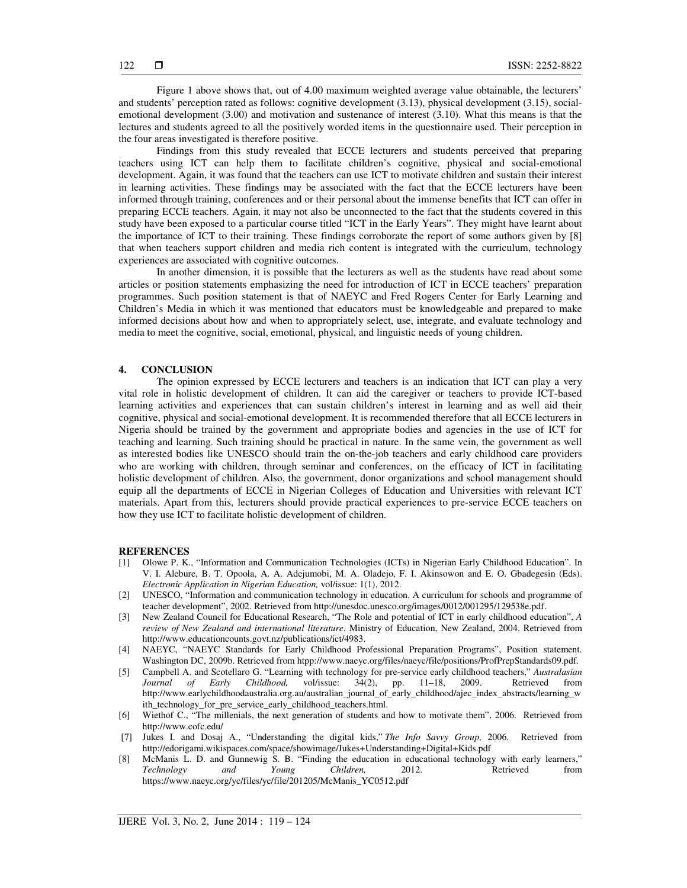Figure 1 above shows that, out of 4.00 maximum weighted average value obtainable, the lecturers' and students' perception rated as follows: cognitive development (3.13), physical development (3.15), social-emotional development (3.00) and motivation and sustenance of interest (3.10). What this means is that the lectures and students agreed to all the positively worded items in the questionnaire used. Their perception in the four areas investigated is therefore positive.

Findings from this study revealed that ECCE lecturers and students perceived that preparing teachers using ICT can help them to facilitate children's cognitive, physical and social-emotional development. Again, it was found that the teachers can use ICT to motivate children and sustain their interest in learning activities. These findings may be associated with the fact that the ECCE lecturers have been informed through training, conferences and or their personal about the immense benefits that ICT can offer in preparing ECCE teachers. Again, it may not also be unconnected to the fact that the students covered in this study have been exposed to a particular course titled "ICT in the Early Years". They might have learnt about the importance of ICT to their training. These findings corroborate the report of some authors given by [8] that when teachers support children and media rich content is integrated with the curriculum, technology experiences are associated with cognitive outcomes.

In another dimension, it is possible that the lecturers as well as the students have read about some articles or position statements emphasizing the need for introduction of ICT in ECCE teachers' preparation programmes. Such position statement is that of NAEYC and Fred Rogers Center for Early Learning and Children's Media in which it was mentioned that educators must be knowledgeable and prepared to make informed decisions about how and when to appropriately select, use, integrate, and evaluate technology and media to meet the cognitive, social, emotional, physical, and linguistic needs of young children.

## 4. CONCLUSION

The opinion expressed by ECCE lecturers and teachers is an indication that ICT can play a very vital role in holistic development of children. It can aid the caregiver or teachers to provide ICT-based learning activities and experiences that can sustain children's interest in learning and as well aid their cognitive, physical and social-emotional development. It is recommended therefore that all ECCE lecturers in Nigeria should be trained by the government and appropriate bodies and agencies in the use of ICT for teaching and learning. Such training should be practical in nature. In the same vein, the government as well as interested bodies like UNESCO should train the on-the-job teachers and early childhood care providers who are working with children, through seminar and conferences, on the efficacy of ICT in facilitating holistic development of children. Also, the government, donor organizations and school management should equip all the departments of ECCE in Nigerian Colleges of Education and Universities with relevant ICT materials. Apart from this, lecturers should provide practical experiences to pre-service ECCE teachers on how they use ICT to facilitate holistic development of children.

## REFERENCES

[1] Olowe P. K., "Information and Communication Technologies (ICTs) in Nigerian Early Childhood Education". In V. I. Alebure, B. T. Opoola, A. A. Adejumobi, M. A. Oladejo, F. I. Akinsowon and E. O. Gbadegesin (Eds). *Electronic Application in Nigerian Education,* vol/issue: 1(1), 2012.

[2] UNESCO, "Information and communication technology in education. A curriculum for schools and programme of teacher development", 2002. Retrieved from http://unesdoc.unesco.org/images/0012/001295/129538e.pdf.

[3] New Zealand Council for Educational Research, "The Role and potential of ICT in early childhood education", *A review of New Zealand and international literature*. Ministry of Education, New Zealand, 2004. Retrieved from http://www.educationcounts.govt.nz/publications/ict/4983.

[4] NAEYC, "NAEYC Standards for Early Childhood Professional Preparation Programs", Position statement. Washington DC, 2009b. Retrieved from htpp://www.naeyc.org/files/naeyc/file/positions/ProfPrepStandards09.pdf.

[5] Campbell A. and Scotellaro G. "Learning with technology for pre-service early childhood teachers," *Australasian Journal of Early Childhood,* vol/issue: 34(2), pp. 11–18, 2009. Retrieved from http://www.earlychildhoodaustralia.org.au/australian_journal_of_early_childhood/ajec_index_abstracts/learning_with_technology_for_pre_service_early_childhood_teachers.html.

[6] Wiethof C., "The millenials, the next generation of students and how to motivate them", 2006. Retrieved from http://www.cofc.edu/

[7] Jukes I. and Dosaj A., "Understanding the digital kids," *The Info Savvy Group,* 2006. Retrieved from http://edorigami.wikispaces.com/space/showimage/Jukes+Understanding+Digital+Kids.pdf

[8] McManis L. D. and Gunnewig S. B. "Finding the education in educational technology with early learners," *Technology and Young Children,* 2012. Retrieved from https://www.naeyc.org/yc/files/yc/file/201205/McManis_YC0512.pdf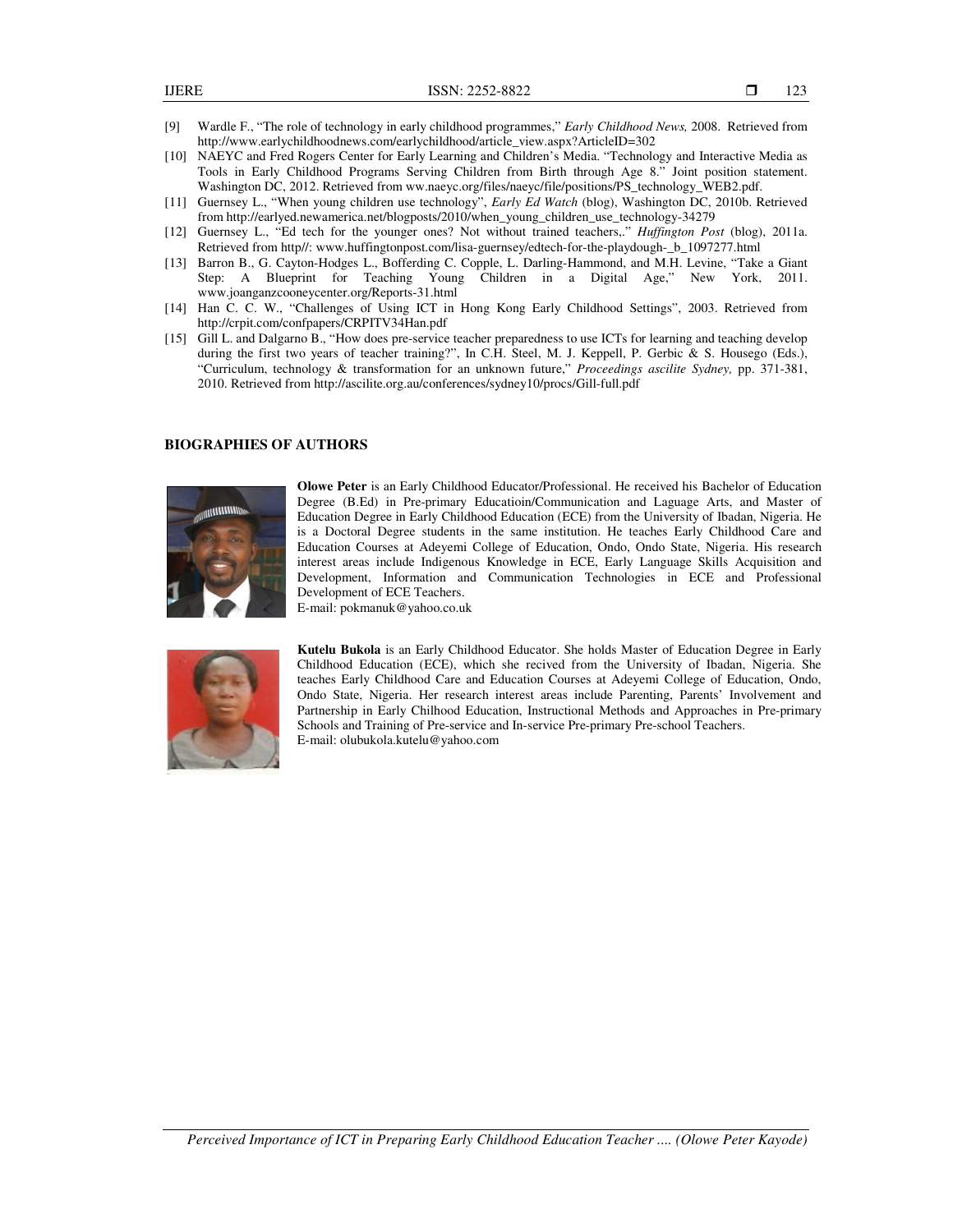[9] Wardle F., "The role of technology in early childhood programmes," *Early Childhood News,* 2008. Retrieved from http://www.earlychildhoodnews.com/earlychildhood/article_view.aspx?ArticleID=302

[10] NAEYC and Fred Rogers Center for Early Learning and Children's Media. "Technology and Interactive Media as Tools in Early Childhood Programs Serving Children from Birth through Age 8." Joint position statement. Washington DC, 2012. Retrieved from ww.naeyc.org/files/naeyc/file/positions/PS_technology_WEB2.pdf.

[11] Guernsey L., "When young children use technology", *Early Ed Watch* (blog), Washington DC, 2010b. Retrieved from http://earlyed.newamerica.net/blogposts/2010/when_young_children_use_technology-34279

[12] Guernsey L., "Ed tech for the younger ones? Not without trained teachers,." *Huffington Post* (blog), 2011a. Retrieved from http//: www.huffingtonpost.com/lisa-guernsey/edtech-for-the-playdough-_b_1097277.html

[13] Barron B., G. Cayton-Hodges L., Bofferding C. Copple, L. Darling-Hammond, and M.H. Levine, "Take a Giant Step: A Blueprint for Teaching Young Children in a Digital Age," New York, 2011. www.joanganzcooneycenter.org/Reports-31.html

[14] Han C. C. W., "Challenges of Using ICT in Hong Kong Early Childhood Settings", 2003. Retrieved from http://crpit.com/confpapers/CRPITV34Han.pdf

[15] Gill L. and Dalgarno B., "How does pre-service teacher preparedness to use ICTs for learning and teaching develop during the first two years of teacher training?", In C.H. Steel, M. J. Keppell, P. Gerbic & S. Housego (Eds.), "Curriculum, technology & transformation for an unknown future," *Proceedings ascilite Sydney,* pp. 371-381, 2010. Retrieved from http://ascilite.org.au/conferences/sydney10/procs/Gill-full.pdf

## BIOGRAPHIES OF AUTHORS

**Olowe Peter** is an Early Childhood Educator/Professional. He received his Bachelor of Education Degree (B.Ed) in Pre-primary Educatioin/Communication and Laguage Arts, and Master of Education Degree in Early Childhood Education (ECE) from the University of Ibadan, Nigeria. He is a Doctoral Degree students in the same institution. He teaches Early Childhood Care and Education Courses at Adeyemi College of Education, Ondo, Ondo State, Nigeria. His research interest areas include Indigenous Knowledge in ECE, Early Language Skills Acquisition and Development, Information and Communication Technologies in ECE and Professional Development of ECE Teachers.
E-mail: pokmanuk@yahoo.co.uk

**Kutelu Bukola** is an Early Childhood Educator. She holds Master of Education Degree in Early Childhood Education (ECE), which she recived from the University of Ibadan, Nigeria. She teaches Early Childhood Care and Education Courses at Adeyemi College of Education, Ondo, Ondo State, Nigeria. Her research interest areas include Parenting, Parents' Involvement and Partnership in Early Chilhood Education, Instructional Methods and Approaches in Pre-primary Schools and Training of Pre-service and In-service Pre-primary Pre-school Teachers.
E-mail: olubukola.kutelu@yahoo.com